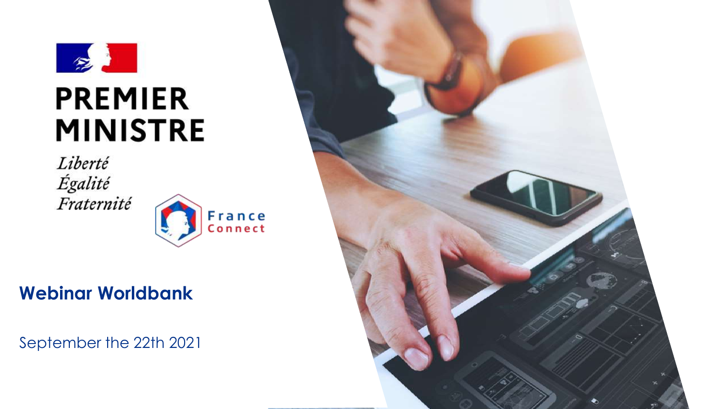PREMIER MINISTRE

*Liberté*
*Égalité*
*Fraternité*

France Connect

# Webinar Worldbank

September the 22th 2021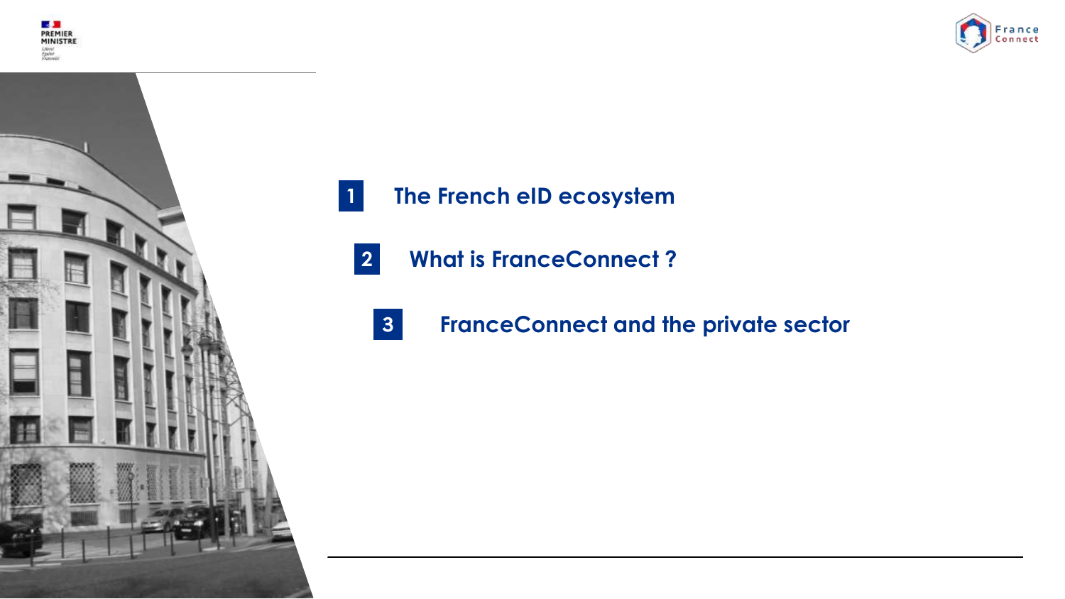1. The French eID ecosystem
2. What is FranceConnect ?
3. FranceConnect and the private sector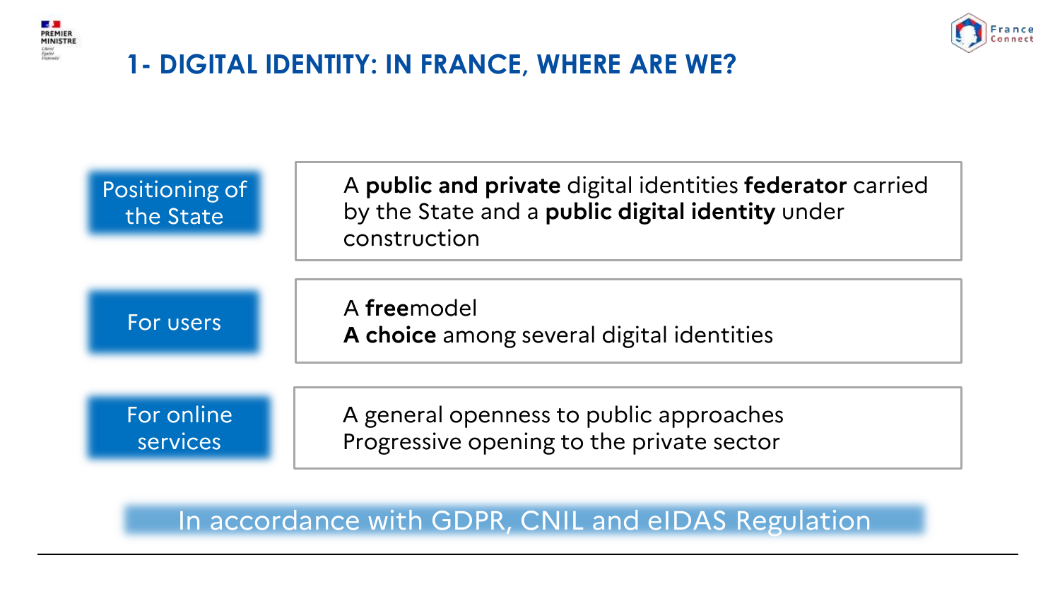# 1- DIGITAL IDENTITY: IN FRANCE, WHERE ARE WE?

| | |
|---|---|
| Positioning of the State | A **public and private** digital identities **federator** carried by the State and a **public digital identity** under construction |
| For users | A **free**model<br>**A choice** among several digital identities |
| For online services | A general openness to public approaches<br>Progressive opening to the private sector |

In accordance with GDPR, CNIL and eIDAS Regulation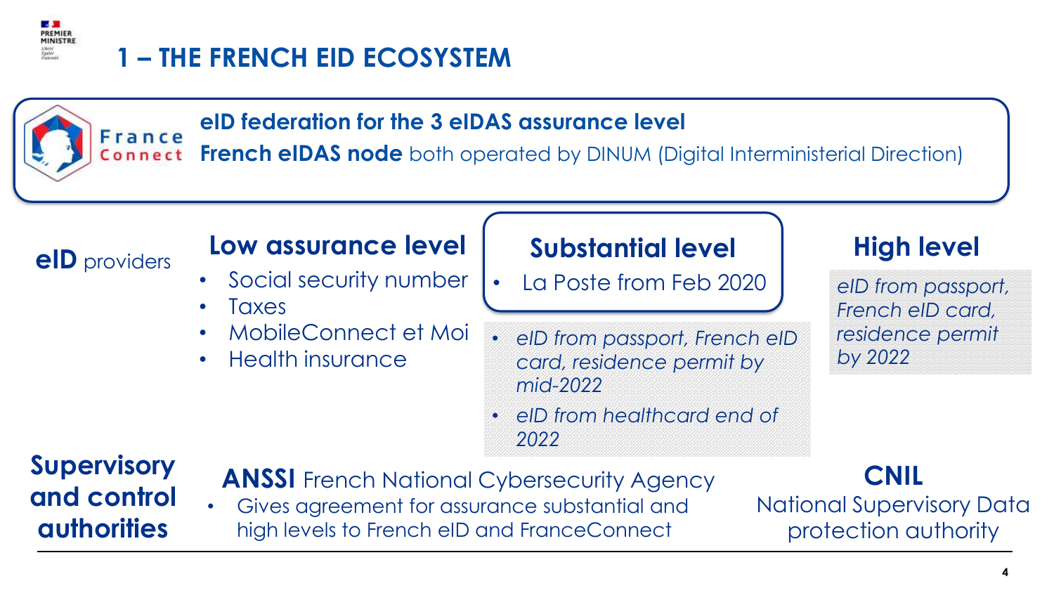# 1 – THE FRENCH EID ECOSYSTEM

France Connect

**eID federation for the 3 eIDAS assurance level**
**French eIDAS node** both operated by DINUM (Digital Interministerial Direction)

**eID** providers

## Low assurance level

- Social security number
- Taxes
- MobileConnect et Moi
- Health insurance

## Substantial level

- La Poste from Feb 2020
- *eID from passport, French eID card, residence permit by mid-2022*
- *eID from healthcard end of 2022*

## High level

*eID from passport, French eID card, residence permit by 2022*

**Supervisory and control authorities**

**ANSSI** French National Cybersecurity Agency

- Gives agreement for assurance substantial and high levels to French eID and FranceConnect

**CNIL**
National Supervisory Data protection authority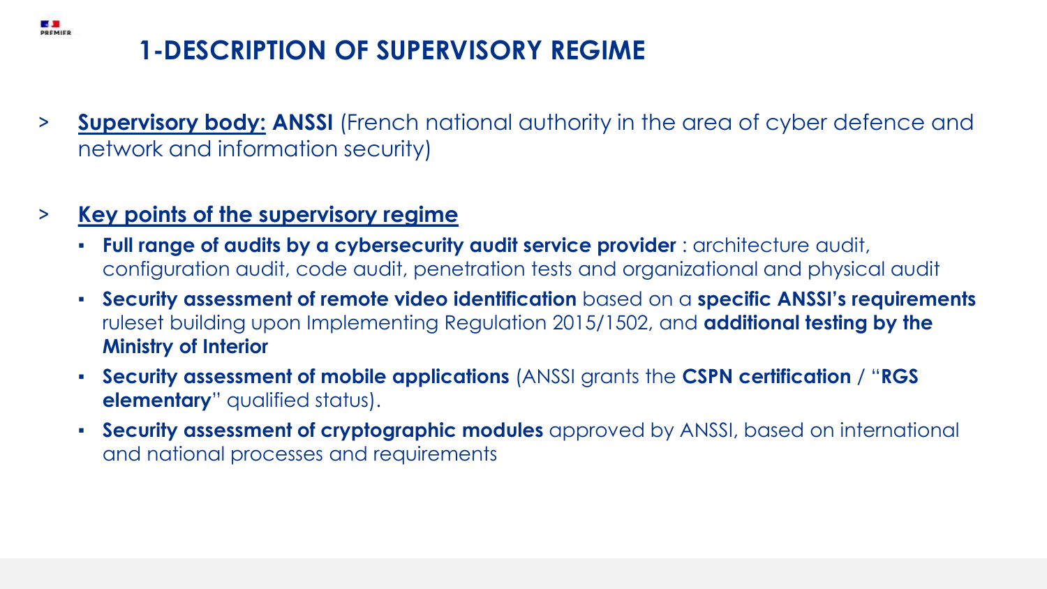# 1-DESCRIPTION OF SUPERVISORY REGIME

- **Supervisory body: ANSSI** (French national authority in the area of cyber defence and network and information security)

- **Key points of the supervisory regime**
  - **Full range of audits by a cybersecurity audit service provider** : architecture audit, configuration audit, code audit, penetration tests and organizational and physical audit
  - **Security assessment of remote video identification** based on a **specific ANSSI's requirements** ruleset building upon Implementing Regulation 2015/1502, and **additional testing by the Ministry of Interior**
  - **Security assessment of mobile applications** (ANSSI grants the **CSPN certification** / "**RGS elementary**" qualified status).
  - **Security assessment of cryptographic modules** approved by ANSSI, based on international and national processes and requirements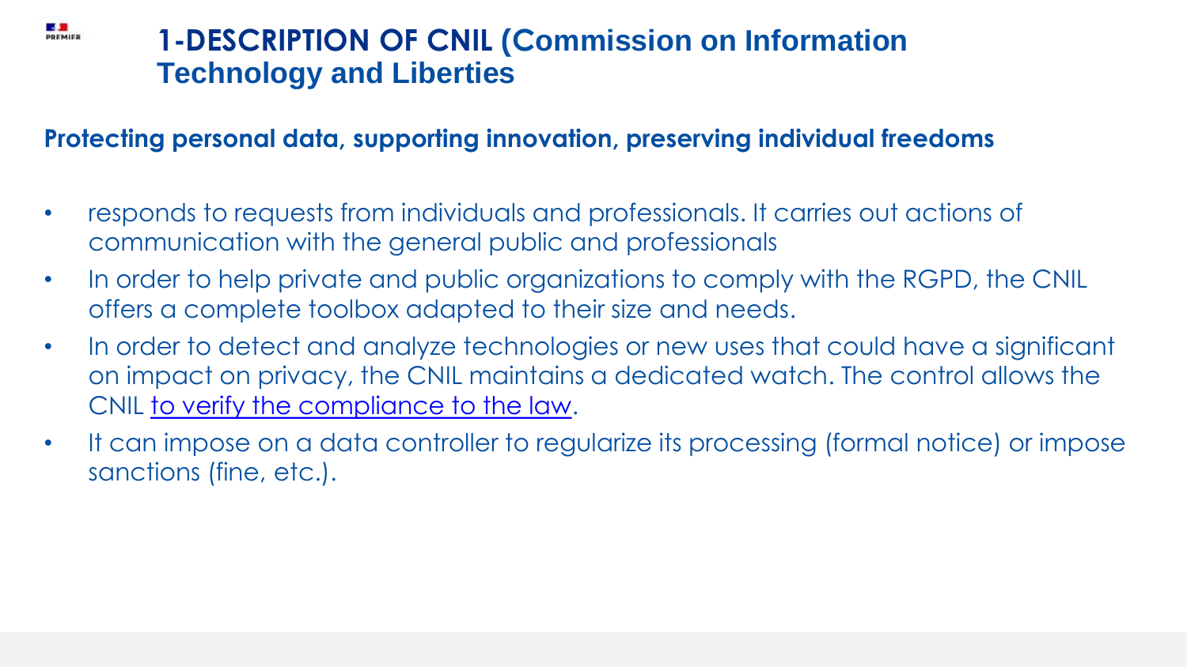# 1-DESCRIPTION OF CNIL (Commission on Information Technology and Liberties

**Protecting personal data, supporting innovation, preserving individual freedoms**

- responds to requests from individuals and professionals. It carries out actions of communication with the general public and professionals
- In order to help private and public organizations to comply with the RGPD, the CNIL offers a complete toolbox adapted to their size and needs.
- In order to detect and analyze technologies or new uses that could have a significant on impact on privacy, the CNIL maintains a dedicated watch. The control allows the CNIL to verify the compliance to the law.
- It can impose on a data controller to regularize its processing (formal notice) or impose sanctions (fine, etc.).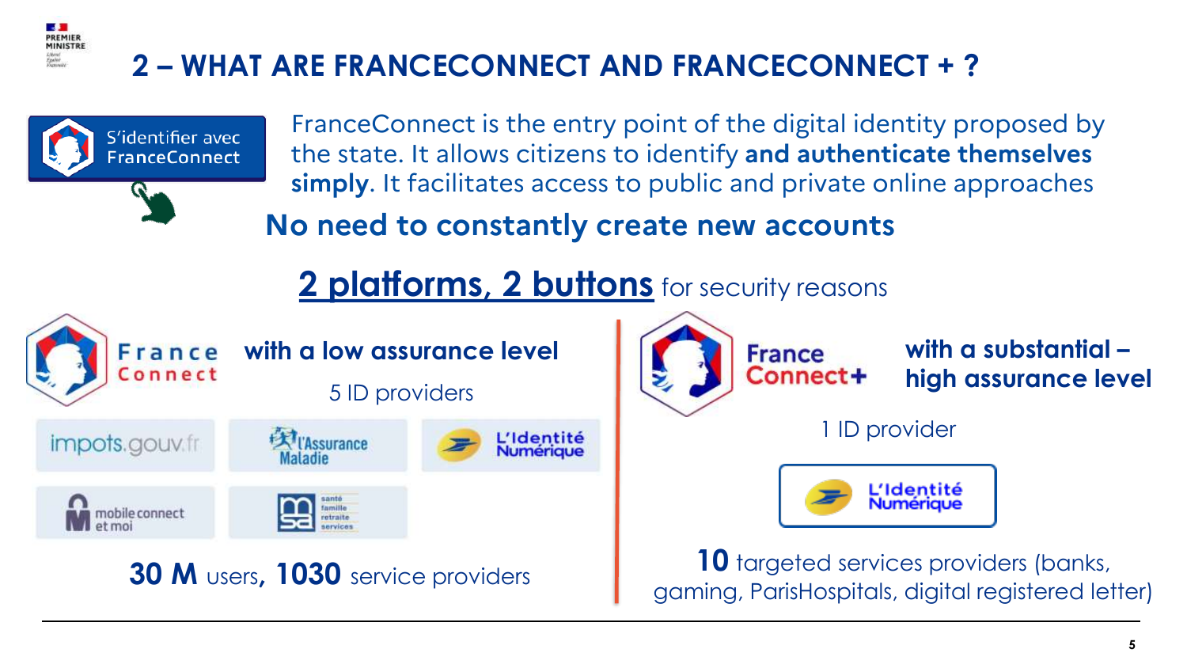## 2 – WHAT ARE FRANCECONNECT AND FRANCECONNECT + ?

S'identifier avec FranceConnect

FranceConnect is the entry point of the digital identity proposed by the state. It allows citizens to identify **and authenticate themselves simply**. It facilitates access to public and private online approaches

**No need to constantly create new accounts**

**2 platforms, 2 buttons** for security reasons

**France Connect — with a low assurance level**

5 ID providers

- impots.gouv.fr
- l'Assurance Maladie
- L'Identité Numérique
- mobileconnect et moi
- msa santé famille retraite services

**30 M** users**, 1030** service providers

**France Connect+ — with a substantial – high assurance level**

1 ID provider

- L'Identité Numérique

**10** targeted services providers (banks, gaming, ParisHospitals, digital registered letter)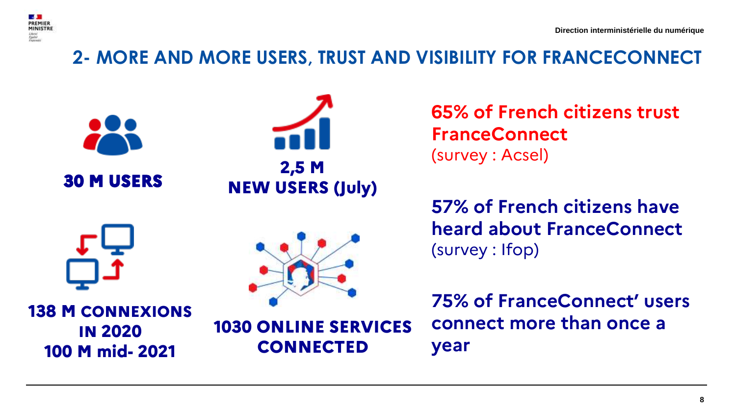## 2- MORE AND MORE USERS, TRUST AND VISIBILITY FOR FRANCECONNECT

**30 M USERS**

**2,5 M NEW USERS (July)**

**138 M CONNEXIONS IN 2020**
**100 M mid- 2021**

**1030 ONLINE SERVICES CONNECTED**

**65% of French citizens trust FranceConnect**
(survey : Acsel)

**57% of French citizens have heard about FranceConnect**
(survey : Ifop)

**75% of FranceConnect' users connect more than once a year**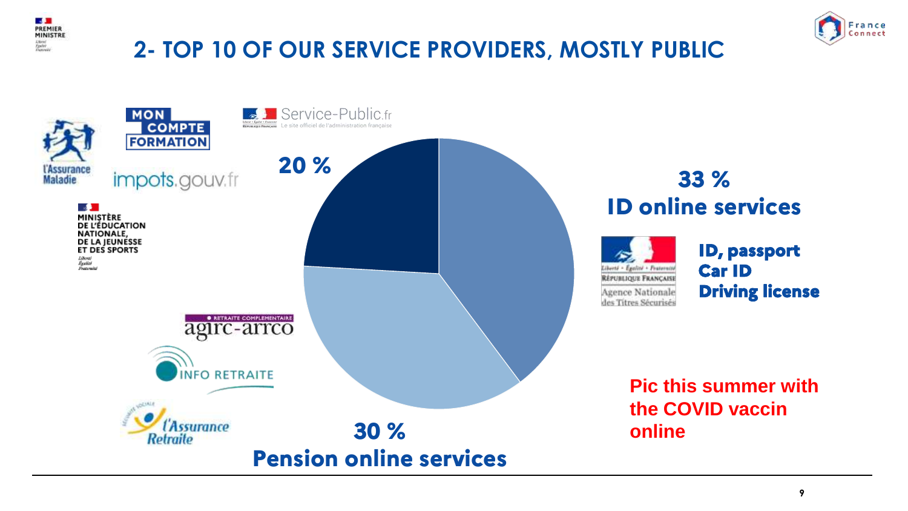## 2- TOP 10 OF OUR SERVICE PROVIDERS, MOSTLY PUBLIC

Service-Public.fr — Le site officiel de l'administration française

MON COMPTE FORMATION

L'Assurance Maladie

impots.gouv.fr

MINISTÈRE DE L'ÉDUCATION NATIONALE, DE LA JEUNESSE ET DES SPORTS

**20 %**

**33 %**
**ID online services**

Agence Nationale des Titres Sécurisés

**ID, passport**
**Car ID**
**Driving license**

agirc-arrco — RETRAITE COMPLEMENTAIRE

INFO RETRAITE

l'Assurance Retraite

**30 %**
**Pension online services**

Pic this summer with the COVID vaccin online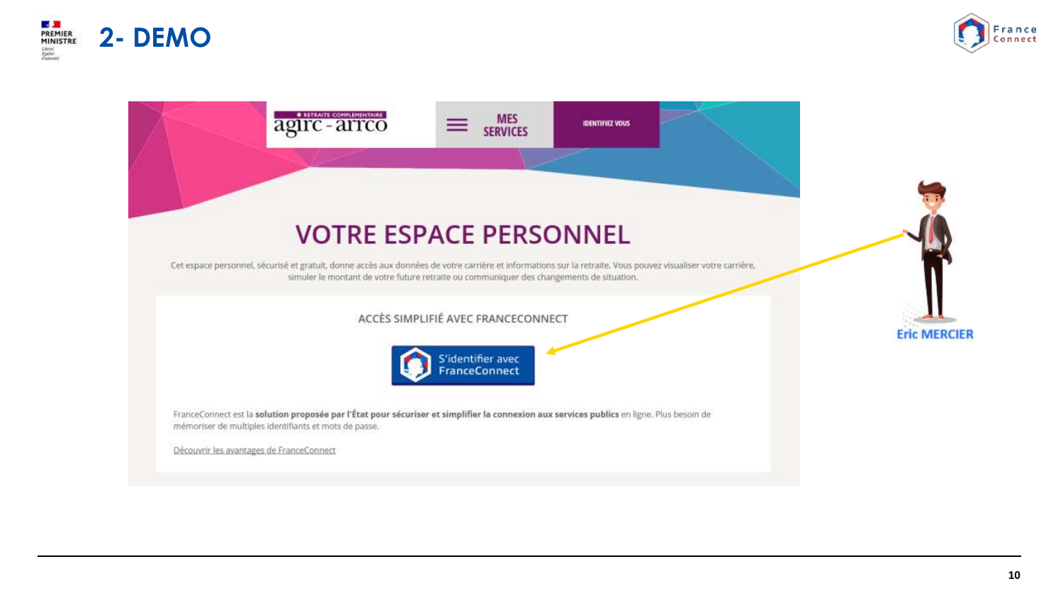# 2- DEMO

RETRAITE COMPLEMENTAIRE
agirc - arrco

MES SERVICES

IDENTIFIEZ VOUS

## VOTRE ESPACE PERSONNEL

Cet espace personnel, sécurisé et gratuit, donne accès aux données de votre carrière et informations sur la retraite. Vous pouvez visualiser votre carrière, simuler le montant de votre future retraite ou communiquer des changements de situation.

ACCÈS SIMPLIFIÉ AVEC FRANCECONNECT

S'identifier avec FranceConnect

FranceConnect est la **solution proposée par l'État pour sécuriser et simplifier la connexion aux services publics** en ligne. Plus besoin de mémoriser de multiples identifiants et mots de passe.

Découvrir les avantages de FranceConnect

Eric MERCIER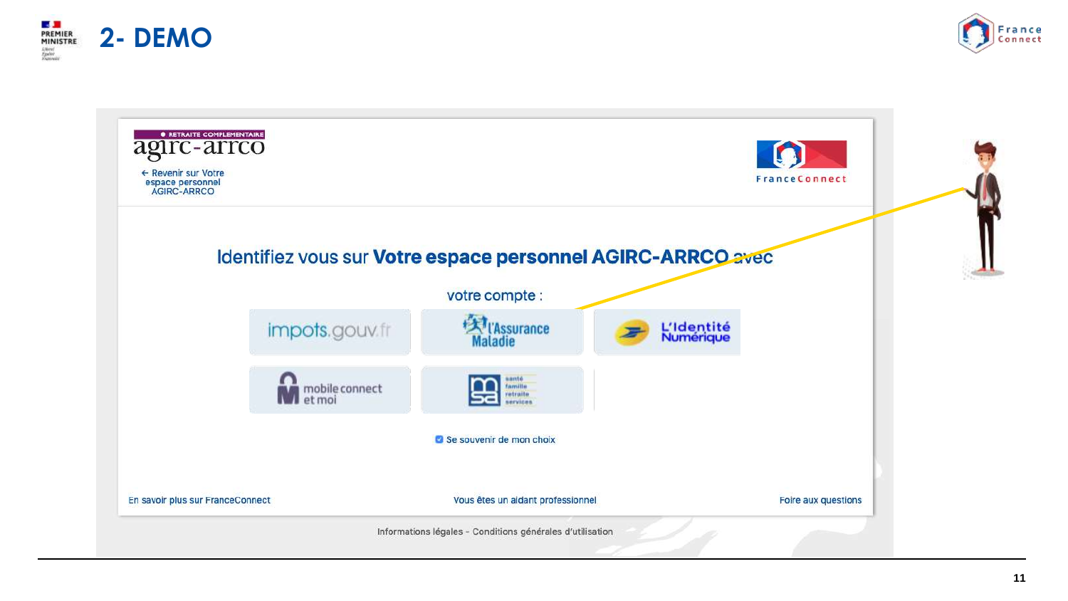# 2- DEMO

RETRAITE COMPLEMENTAIRE

agirc-arrco

← Revenir sur Votre espace personnel AGIRC-ARRCO

FranceConnect

Identifiez vous sur **Votre espace personnel AGIRC-ARRCO** avec votre compte :

impots.gouv.fr | l'Assurance Maladie | L'Identité Numérique

mobile connect et moi | msa santé famille retraite services

Se souvenir de mon choix

En savoir plus sur FranceConnect — Vous êtes un aidant professionnel — Foire aux questions

Informations légales - Conditions générales d'utilisation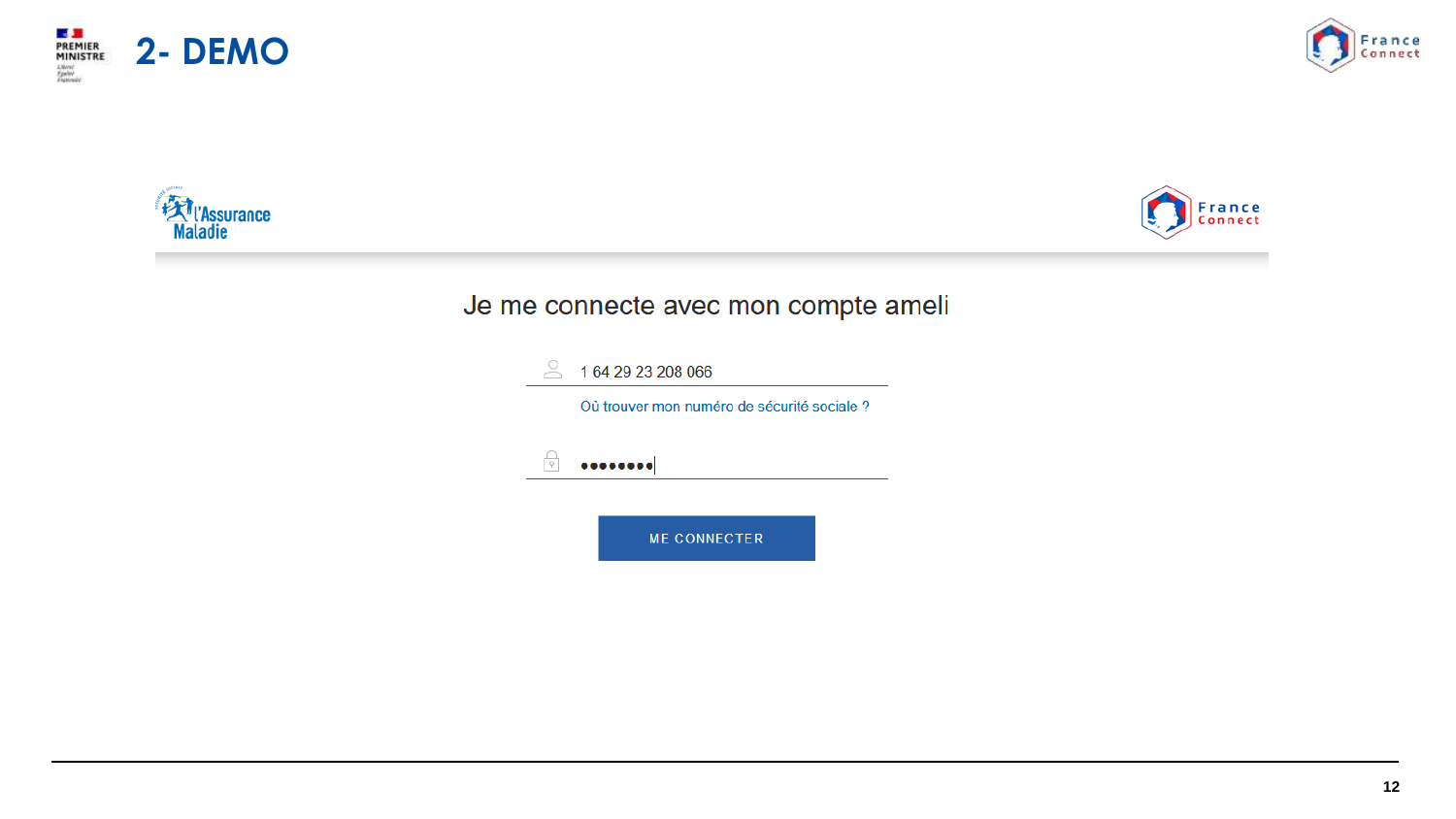# 2- DEMO

L'Assurance Maladie

France Connect

Je me connecte avec mon compte ameli

1 64 29 23 208 066

Où trouver mon numéro de sécurité sociale ?

••••••••

ME CONNECTER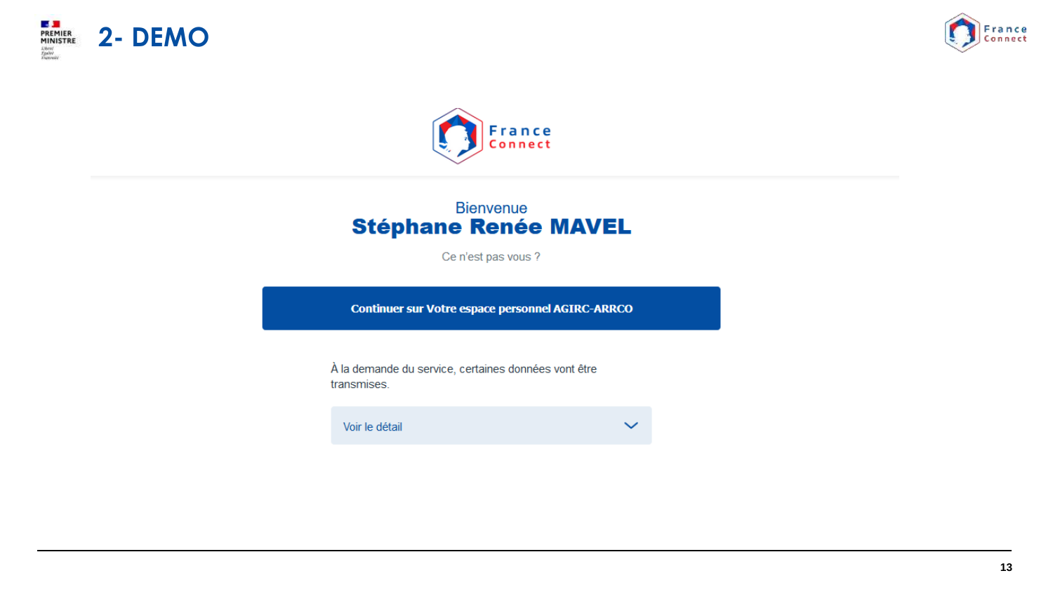# 2- DEMO

Bienvenue

**Stéphane Renée MAVEL**

Ce n'est pas vous ?

**Continuer sur Votre espace personnel AGIRC-ARRCO**

À la demande du service, certaines données vont être transmises.

Voir le détail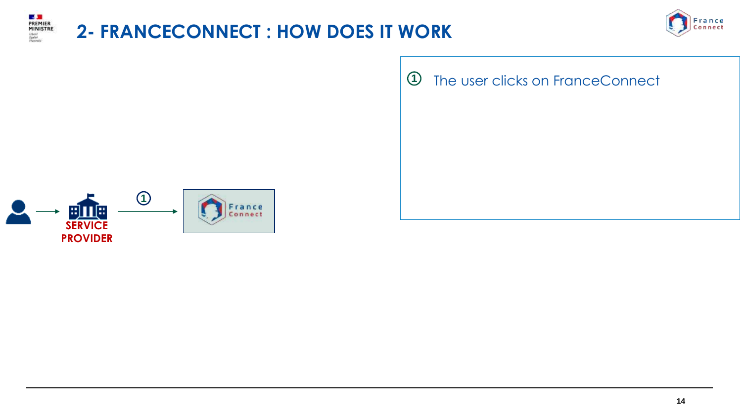## 2- FRANCECONNECT : HOW DOES IT WORK

SERVICE PROVIDER

① The user clicks on FranceConnect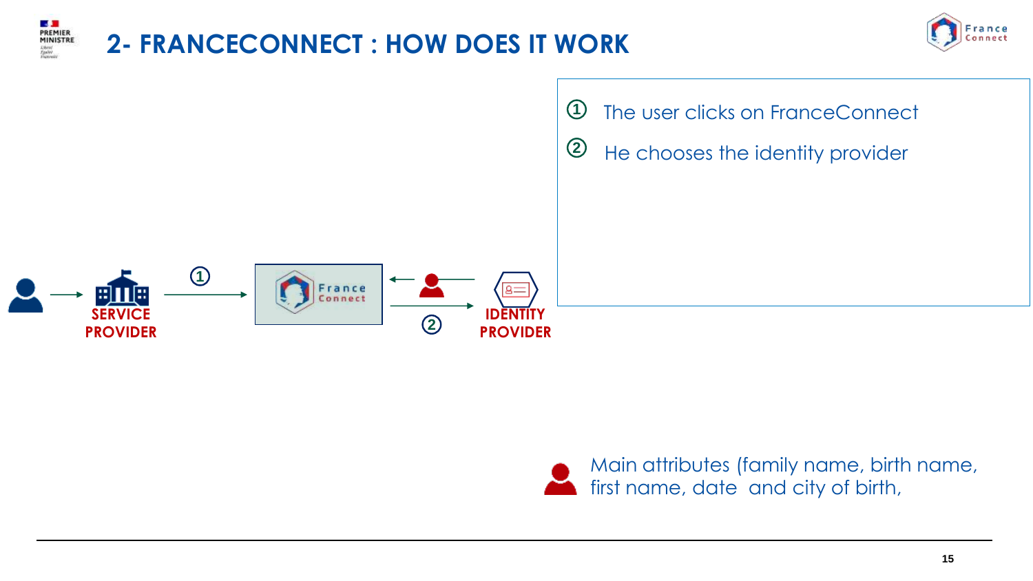## 2- FRANCECONNECT : HOW DOES IT WORK

SERVICE PROVIDER

IDENTITY PROVIDER

1. The user clicks on FranceConnect
2. He chooses the identity provider

Main attributes (family name, birth name, first name, date and city of birth,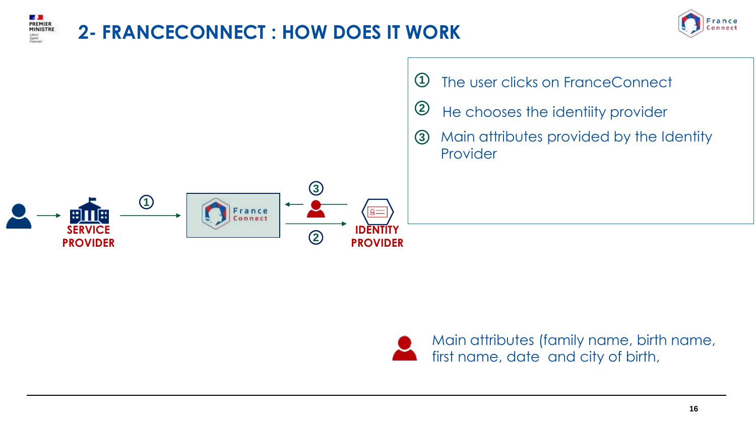# 2- FRANCECONNECT : HOW DOES IT WORK

SERVICE PROVIDER → ① → France Connect ← ③ / ② → IDENTITY PROVIDER

1. The user clicks on FranceConnect
2. He chooses the identiity provider
3. Main attributes provided by the Identity Provider

Main attributes (family name, birth name, first name, date and city of birth,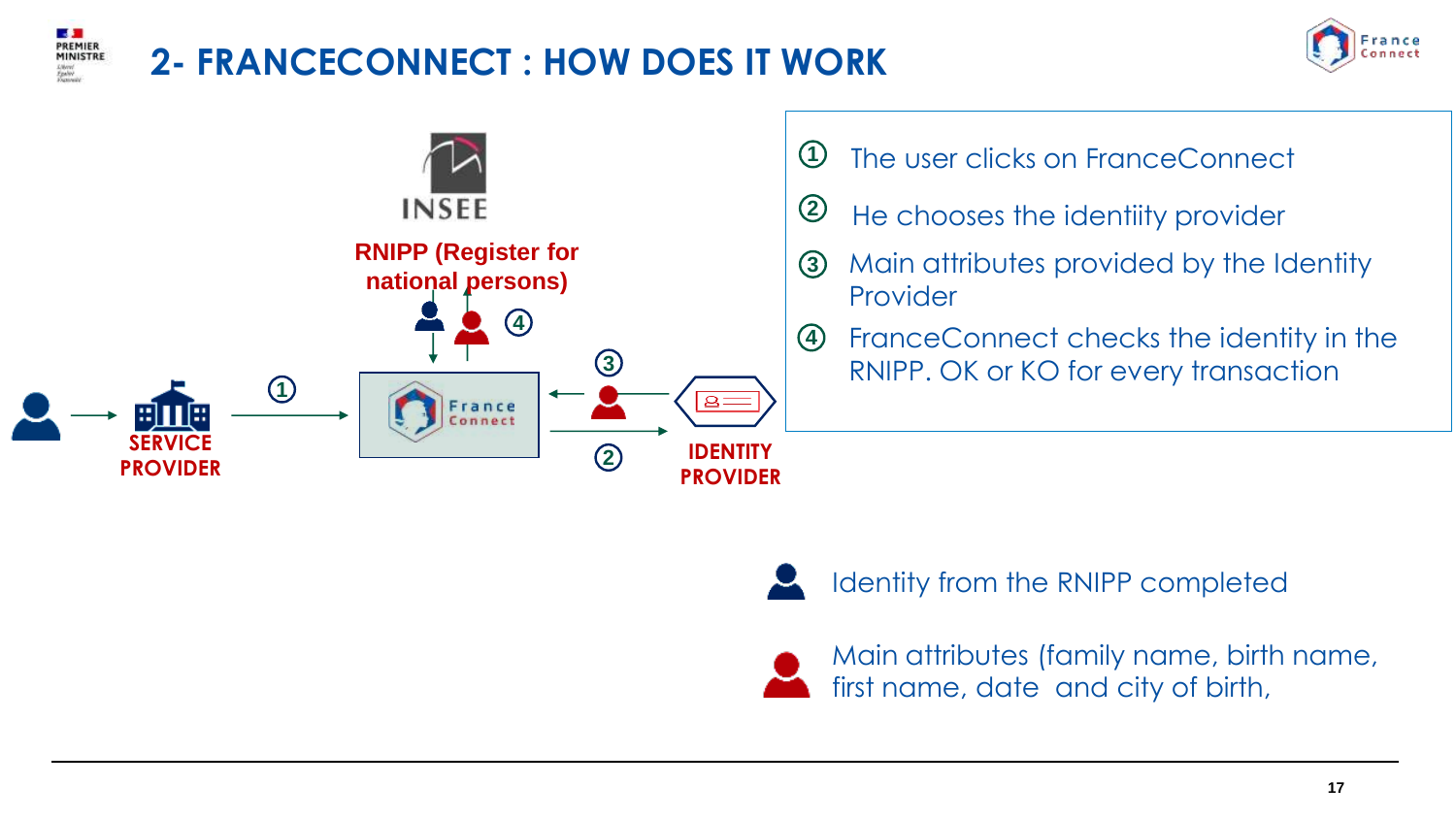# 2- FRANCECONNECT : HOW DOES IT WORK

INSEE

**RNIPP (Register for national persons)**

SERVICE PROVIDER

IDENTITY PROVIDER

① The user clicks on FranceConnect

② He chooses the identiity provider

③ Main attributes provided by the Identity Provider

④ FranceConnect checks the identity in the RNIPP. OK or KO for every transaction

Identity from the RNIPP completed

Main attributes (family name, birth name, first name, date and city of birth,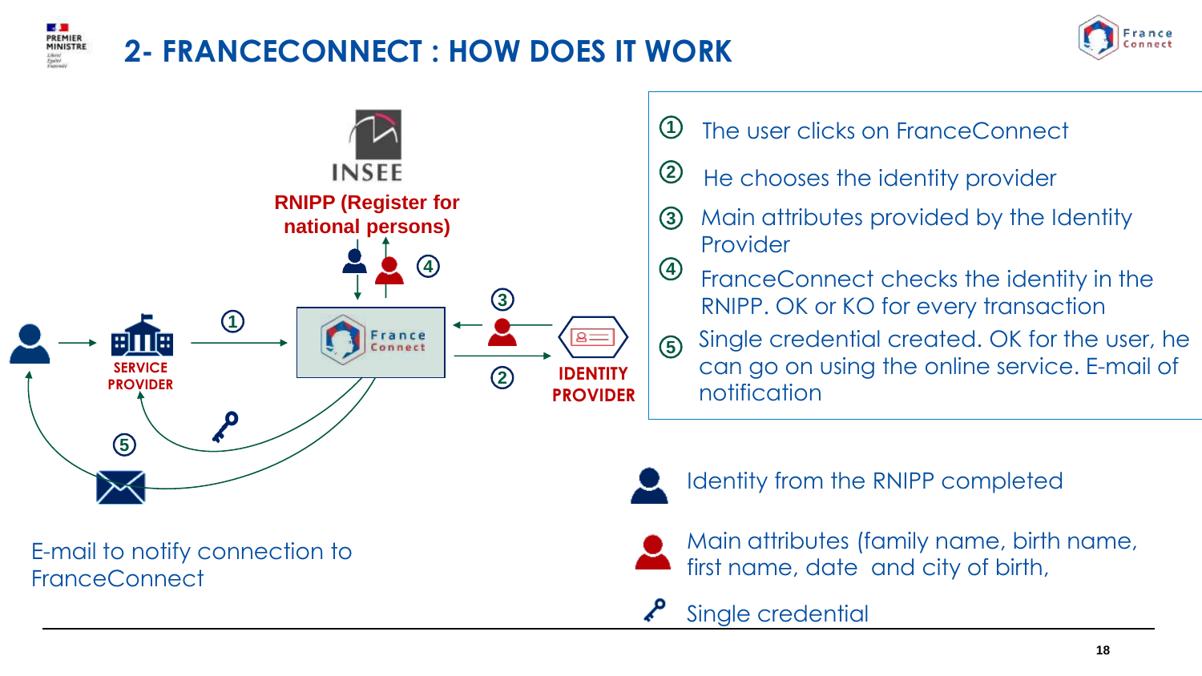# 2- FRANCECONNECT : HOW DOES IT WORK

INSEE

RNIPP (Register for national persons)

SERVICE PROVIDER

IDENTITY PROVIDER

E-mail to notify connection to FranceConnect

1. The user clicks on FranceConnect
2. He chooses the identity provider
3. Main attributes provided by the Identity Provider
4. FranceConnect checks the identity in the RNIPP. OK or KO for every transaction
5. Single credential created. OK for the user, he can go on using the online service. E-mail of notification

- Identity from the RNIPP completed
- Main attributes (family name, birth name, first name, date and city of birth,
- Single credential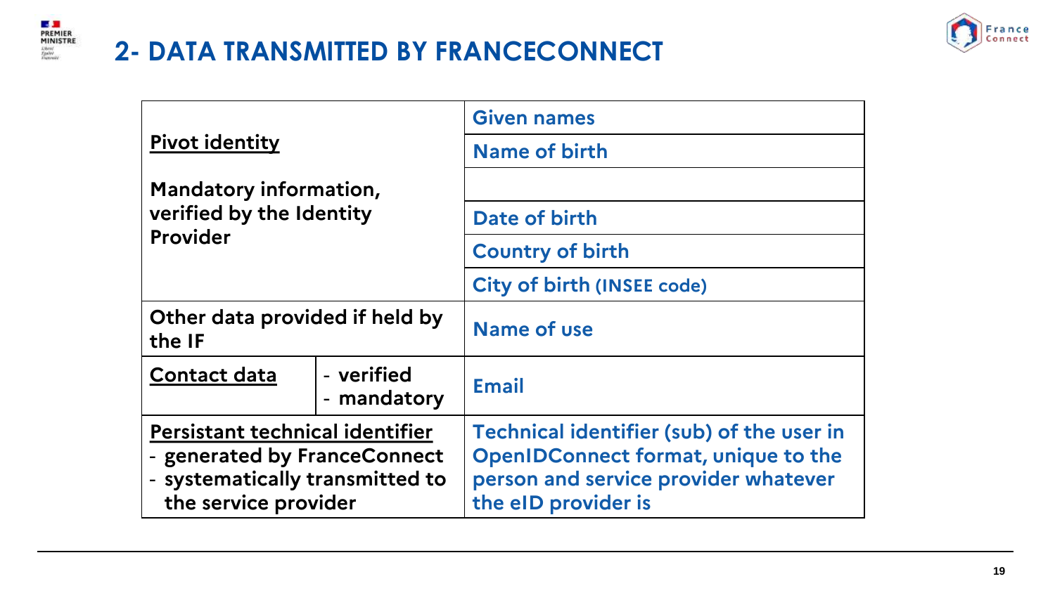## 2- DATA TRANSMITTED BY FRANCECONNECT

| | | |
|---|---|---|
| **Pivot identity**<br><br>**Mandatory information, verified by the Identity Provider** | | Given names |
| | | Name of birth |
| | | |
| | | Date of birth |
| | | Country of birth |
| | | City of birth (INSEE code) |
| **Other data provided if held by the IF** | | Name of use |
| **Contact data** | - verified<br>- mandatory | Email |
| **Persistant technical identifier**<br>- generated by FranceConnect<br>- systematically transmitted to the service provider | | Technical identifier (sub) of the user in OpenIDConnect format, unique to the person and service provider whatever the eID provider is |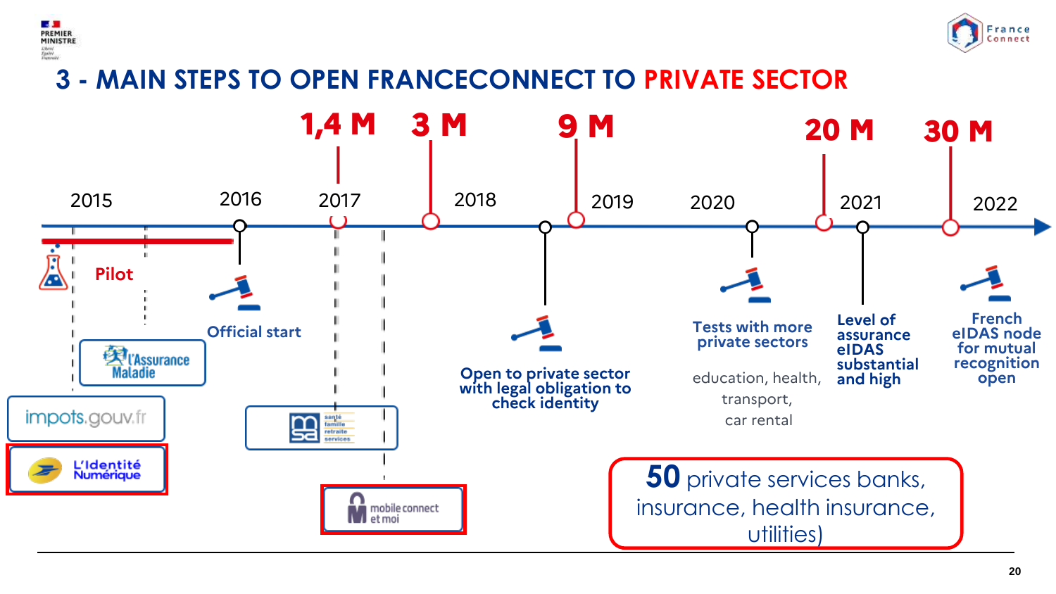# 3 - MAIN STEPS TO OPEN FRANCECONNECT TO PRIVATE SECTOR

1,4 M — 3 M — 9 M — 20 M — 30 M

2015 — 2016 — 2017 — 2018 — 2019 — 2020 — 2021 — 2022

- **2015 – Pilot**: impots.gouv.fr, l'Assurance Maladie, L'Identité Numérique
- **2016 – Official start**
- **2017 – 1,4 M**: msa (santé, famille, retraite, services), mobile connect et moi
- **2018 – 3 M**
- **2018 – Open to private sector with legal obligation to check identity**
- **2019 – 9 M**
- **2020 – Tests with more private sectors**: education, health, transport, car rental
- **2021 – 20 M**
- **2021 – Level of assurance eIDAS substantial and high**
- **2022 – 30 M**
- **2022 – French eIDAS node for mutual recognition open**

**50** private services banks, insurance, health insurance, utilities)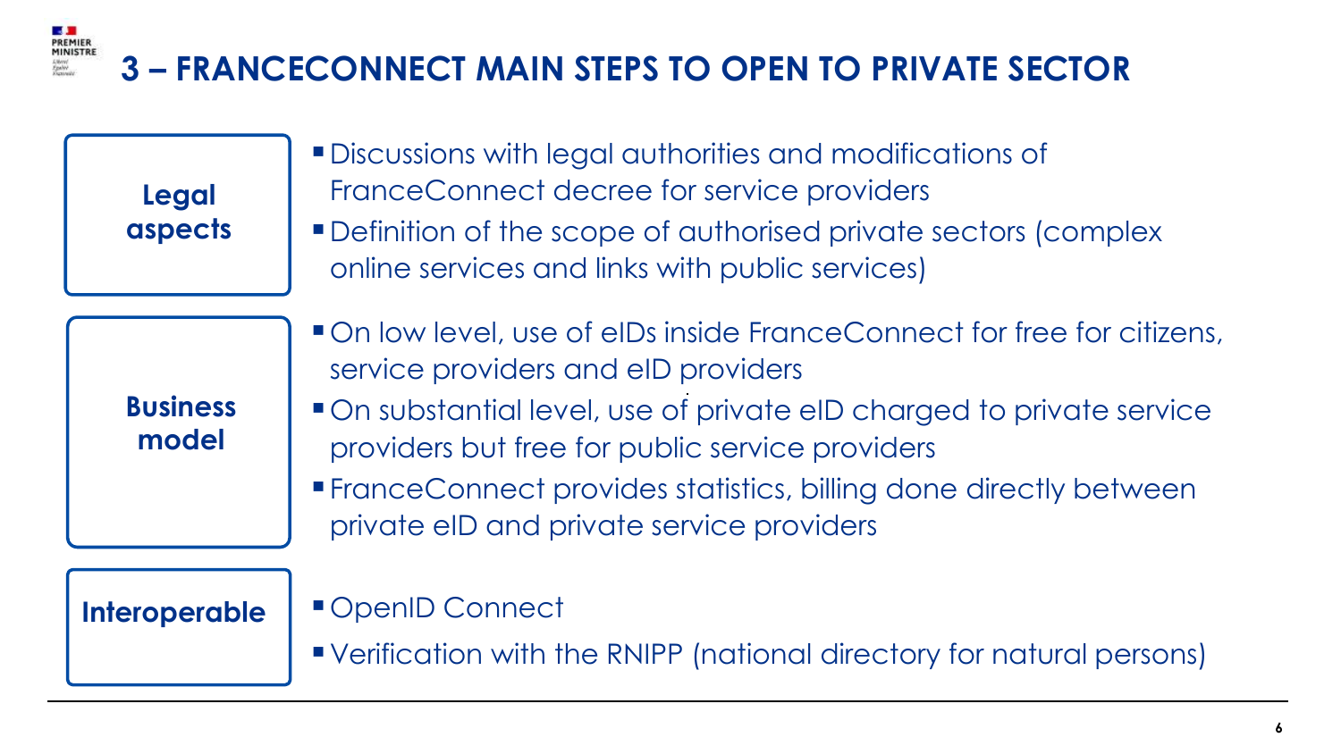# 3 – FRANCECONNECT MAIN STEPS TO OPEN TO PRIVATE SECTOR

**Legal aspects**

- Discussions with legal authorities and modifications of FranceConnect decree for service providers
- Definition of the scope of authorised private sectors (complex online services and links with public services)

**Business model**

- On low level, use of eIDs inside FranceConnect for free for citizens, service providers and eID providers
- On substantial level, use of private eID charged to private service providers but free for public service providers
- FranceConnect provides statistics, billing done directly between private eID and private service providers

**Interoperable**

- OpenID Connect
- Verification with the RNIPP (national directory for natural persons)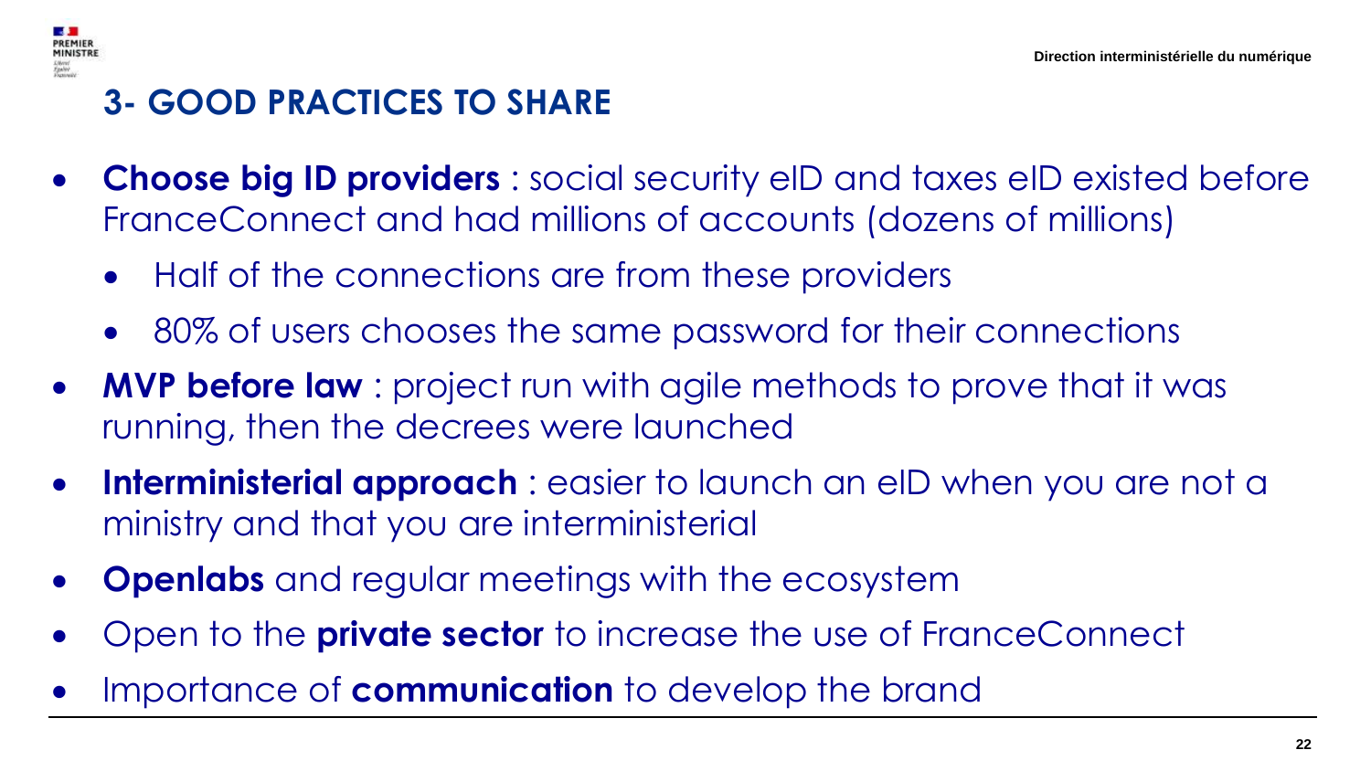# 3- GOOD PRACTICES TO SHARE

- **Choose big ID providers** : social security eID and taxes eID existed before FranceConnect and had millions of accounts (dozens of millions)
  - Half of the connections are from these providers
  - 80% of users chooses the same password for their connections
- **MVP before law** : project run with agile methods to prove that it was running, then the decrees were launched
- **Interministerial approach** : easier to launch an eID when you are not a ministry and that you are interministerial
- **Openlabs** and regular meetings with the ecosystem
- Open to the **private sector** to increase the use of FranceConnect
- Importance of **communication** to develop the brand